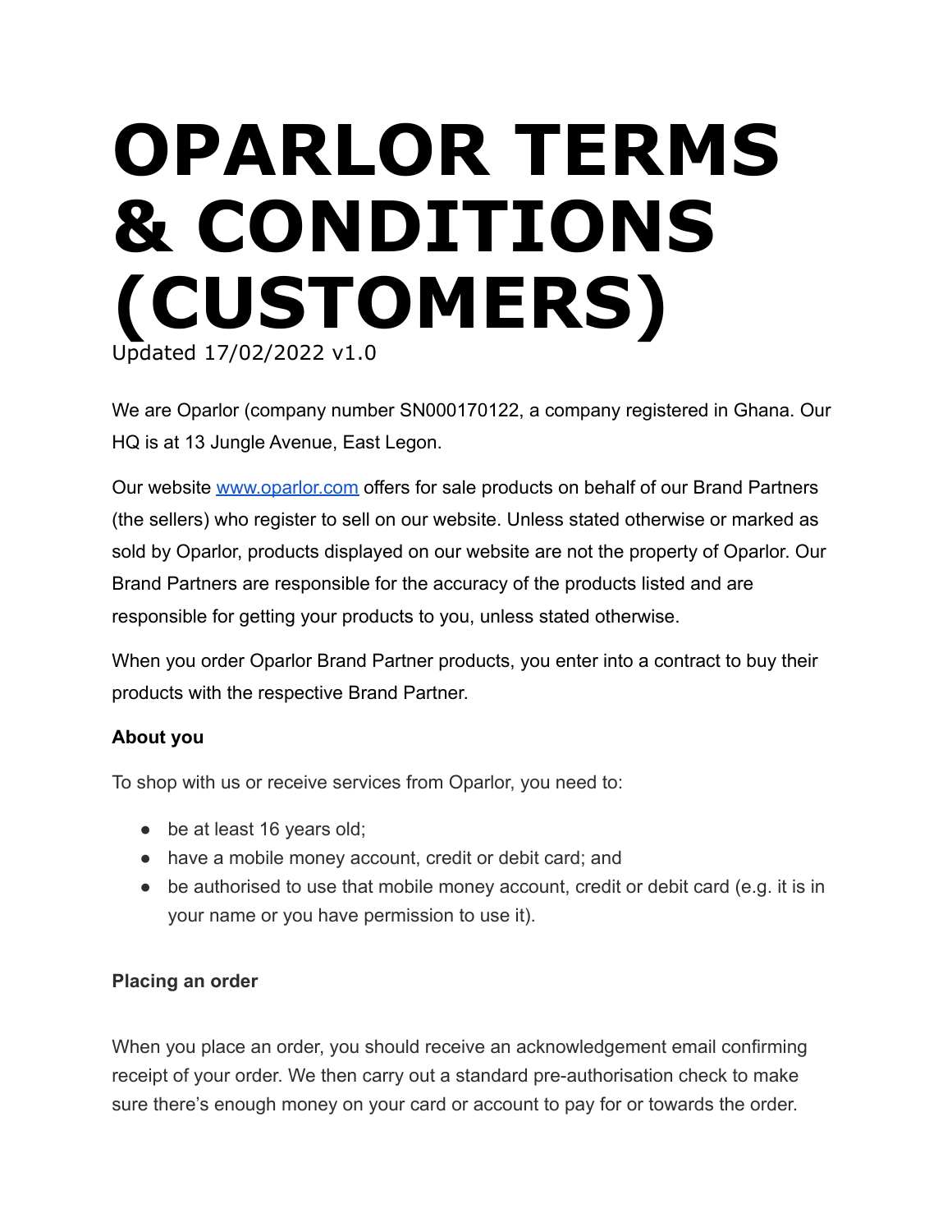# OPARLOR TERMS & CONDITIONS (CUSTOMERS)

Updated 17/02/2022 v1.0

We are Oparlor (company number SN000170122, a company registered in Ghana. Our HQ is at 13 Jungle Avenue, East Legon.

Our website [www.oparlor.com](http://www.oparlor.com) offers for sale products on behalf of our Brand Partners (the sellers) who register to sell on our website. Unless stated otherwise or marked as sold by Oparlor, products displayed on our website are not the property of Oparlor. Our Brand Partners are responsible for the accuracy of the products listed and are responsible for getting your products to you, unless stated otherwise.

When you order Oparlor Brand Partner products, you enter into a contract to buy their products with the respective Brand Partner.

**About you**

To shop with us or receive services from Oparlor, you need to:

- be at least 16 years old;
- have a mobile money account, credit or debit card; and
- be authorised to use that mobile money account, credit or debit card (e.g. it is in your name or you have permission to use it).

**Placing an order**

When you place an order, you should receive an acknowledgement email confirming receipt of your order. We then carry out a standard pre-authorisation check to make sure there's enough money on your card or account to pay for or towards the order.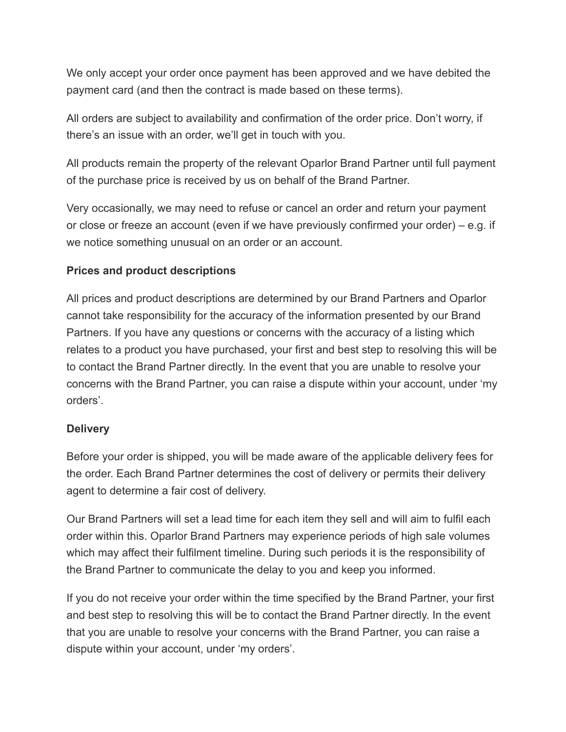We only accept your order once payment has been approved and we have debited the payment card (and then the contract is made based on these terms).

All orders are subject to availability and confirmation of the order price. Don't worry, if there's an issue with an order, we'll get in touch with you.

All products remain the property of the relevant Oparlor Brand Partner until full payment of the purchase price is received by us on behalf of the Brand Partner.

Very occasionally, we may need to refuse or cancel an order and return your payment or close or freeze an account (even if we have previously confirmed your order) – e.g. if we notice something unusual on an order or an account.

**Prices and product descriptions**

All prices and product descriptions are determined by our Brand Partners and Oparlor cannot take responsibility for the accuracy of the information presented by our Brand Partners. If you have any questions or concerns with the accuracy of a listing which relates to a product you have purchased, your first and best step to resolving this will be to contact the Brand Partner directly. In the event that you are unable to resolve your concerns with the Brand Partner, you can raise a dispute within your account, under 'my orders'.

**Delivery**

Before your order is shipped, you will be made aware of the applicable delivery fees for the order. Each Brand Partner determines the cost of delivery or permits their delivery agent to determine a fair cost of delivery.

Our Brand Partners will set a lead time for each item they sell and will aim to fulfil each order within this. Oparlor Brand Partners may experience periods of high sale volumes which may affect their fulfilment timeline. During such periods it is the responsibility of the Brand Partner to communicate the delay to you and keep you informed.

If you do not receive your order within the time specified by the Brand Partner, your first and best step to resolving this will be to contact the Brand Partner directly. In the event that you are unable to resolve your concerns with the Brand Partner, you can raise a dispute within your account, under 'my orders'.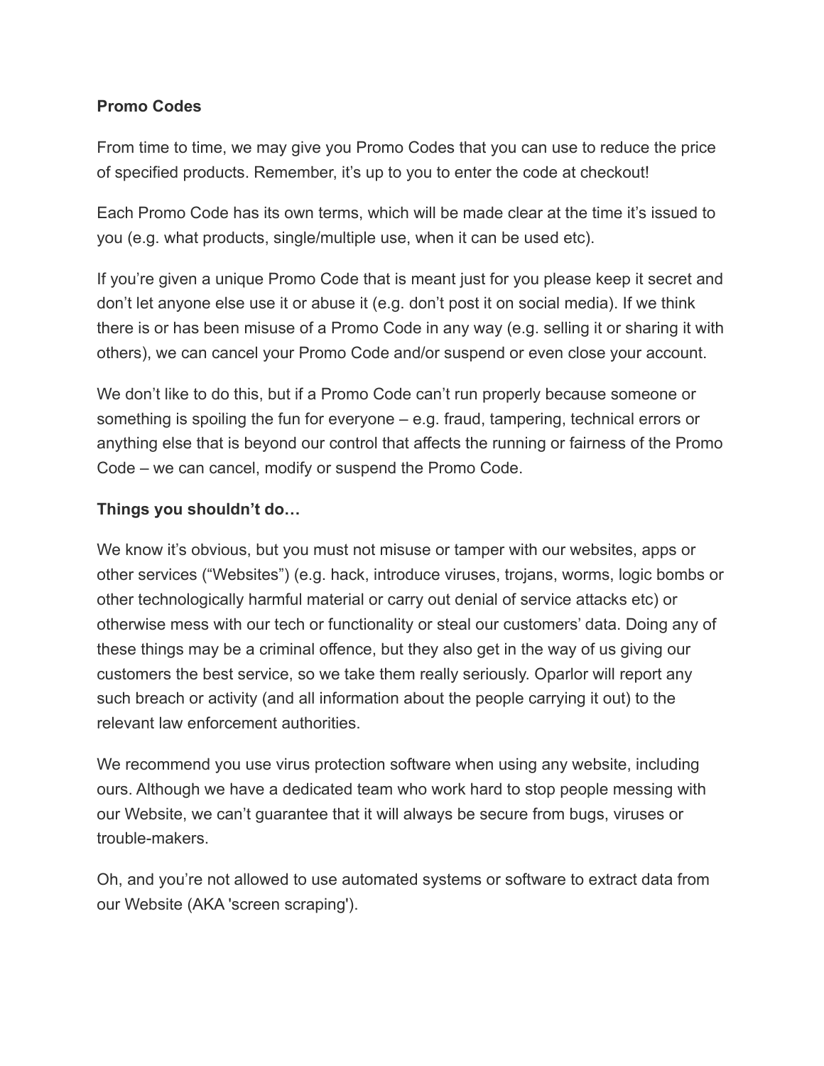**Promo Codes**

From time to time, we may give you Promo Codes that you can use to reduce the price of specified products. Remember, it's up to you to enter the code at checkout!

Each Promo Code has its own terms, which will be made clear at the time it's issued to you (e.g. what products, single/multiple use, when it can be used etc).

If you're given a unique Promo Code that is meant just for you please keep it secret and don't let anyone else use it or abuse it (e.g. don't post it on social media). If we think there is or has been misuse of a Promo Code in any way (e.g. selling it or sharing it with others), we can cancel your Promo Code and/or suspend or even close your account.

We don't like to do this, but if a Promo Code can't run properly because someone or something is spoiling the fun for everyone – e.g. fraud, tampering, technical errors or anything else that is beyond our control that affects the running or fairness of the Promo Code – we can cancel, modify or suspend the Promo Code.

**Things you shouldn't do…**

We know it's obvious, but you must not misuse or tamper with our websites, apps or other services ("Websites") (e.g. hack, introduce viruses, trojans, worms, logic bombs or other technologically harmful material or carry out denial of service attacks etc) or otherwise mess with our tech or functionality or steal our customers' data. Doing any of these things may be a criminal offence, but they also get in the way of us giving our customers the best service, so we take them really seriously. Oparlor will report any such breach or activity (and all information about the people carrying it out) to the relevant law enforcement authorities.

We recommend you use virus protection software when using any website, including ours. Although we have a dedicated team who work hard to stop people messing with our Website, we can't guarantee that it will always be secure from bugs, viruses or trouble-makers.

Oh, and you're not allowed to use automated systems or software to extract data from our Website (AKA 'screen scraping').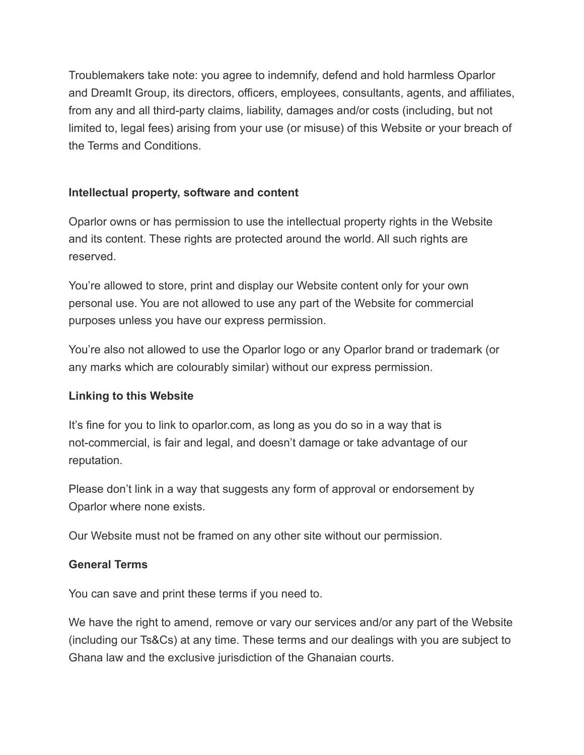Troublemakers take note: you agree to indemnify, defend and hold harmless Oparlor and DreamIt Group, its directors, officers, employees, consultants, agents, and affiliates, from any and all third-party claims, liability, damages and/or costs (including, but not limited to, legal fees) arising from your use (or misuse) of this Website or your breach of the Terms and Conditions.

**Intellectual property, software and content**

Oparlor owns or has permission to use the intellectual property rights in the Website and its content. These rights are protected around the world. All such rights are reserved.

You're allowed to store, print and display our Website content only for your own personal use. You are not allowed to use any part of the Website for commercial purposes unless you have our express permission.

You're also not allowed to use the Oparlor logo or any Oparlor brand or trademark (or any marks which are colourably similar) without our express permission.

**Linking to this Website**

It's fine for you to link to oparlor.com, as long as you do so in a way that is not-commercial, is fair and legal, and doesn't damage or take advantage of our reputation.

Please don't link in a way that suggests any form of approval or endorsement by Oparlor where none exists.

Our Website must not be framed on any other site without our permission.

**General Terms**

You can save and print these terms if you need to.

We have the right to amend, remove or vary our services and/or any part of the Website (including our Ts&Cs) at any time. These terms and our dealings with you are subject to Ghana law and the exclusive jurisdiction of the Ghanaian courts.